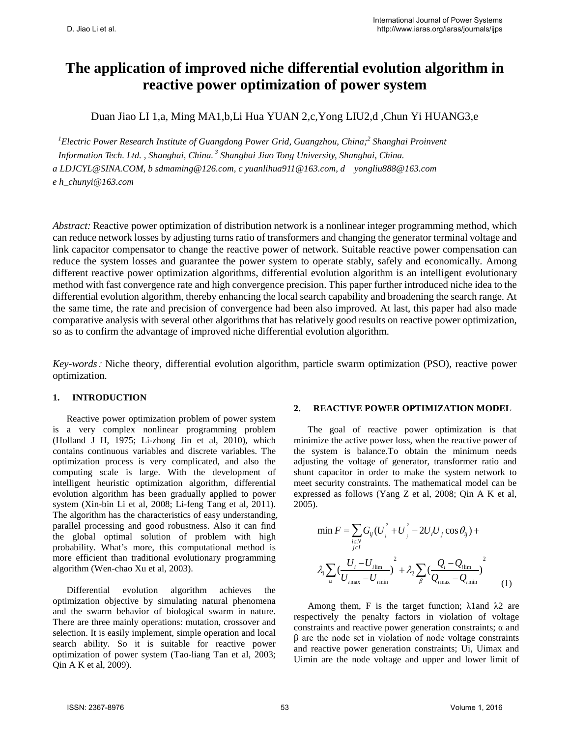# The application of improved niche differential evolution algorithm in reactive power optimization of power system

Duan Jiao LI 1,a, Ming MA1,b,Li Hua YUAN 2,c,Yong LIU2,d ,Chun Yi HUANG3,e

[1]*Electric Power Research Institute of Guangdong Power Grid, Guangzhou, China;*[2] *Shanghai Proinvent Information Tech. Ltd. , Shanghai, China.*[3] *Shanghai Jiao Tong University, Shanghai, China.*

*a LDJCYL@SINA.COM, b sdmaming@126.com, c yuanlihua911@163.com, d yongliu888@163.com*

*e h_chunyi@163.com*

*Abstract:* Reactive power optimization of distribution network is a nonlinear integer programming method, which can reduce network losses by adjusting turns ratio of transformers and changing the generator terminal voltage and link capacitor compensator to change the reactive power of network. Suitable reactive power compensation can reduce the system losses and guarantee the power system to operate stably, safely and economically. Among different reactive power optimization algorithms, differential evolution algorithm is an intelligent evolutionary method with fast convergence rate and high convergence precision. This paper further introduced niche idea to the differential evolution algorithm, thereby enhancing the local search capability and broadening the search range. At the same time, the rate and precision of convergence had been also improved. At last, this paper had also made comparative analysis with several other algorithms that has relatively good results on reactive power optimization, so as to confirm the advantage of improved niche differential evolution algorithm.

*Key-words:* Niche theory, differential evolution algorithm, particle swarm optimization (PSO), reactive power optimization.

## 1. INTRODUCTION

Reactive power optimization problem of power system is a very complex nonlinear programming problem (Holland J H, 1975; Li-zhong Jin et al, 2010), which contains continuous variables and discrete variables. The optimization process is very complicated, and also the computing scale is large. With the development of intelligent heuristic optimization algorithm, differential evolution algorithm has been gradually applied to power system (Xin-bin Li et al, 2008; Li-feng Tang et al, 2011). The algorithm has the characteristics of easy understanding, parallel processing and good robustness. Also it can find the global optimal solution of problem with high probability. What's more, this computational method is more efficient than traditional evolutionary programming algorithm (Wen-chao Xu et al, 2003).

Differential evolution algorithm achieves the optimization objective by simulating natural phenomena and the swarm behavior of biological swarm in nature. There are three mainly operations: mutation, crossover and selection. It is easily implement, simple operation and local search ability. So it is suitable for reactive power optimization of power system (Tao-liang Tan et al, 2003; Qin A K et al, 2009).

## 2. REACTIVE POWER OPTIMIZATION MODEL

The goal of reactive power optimization is that minimize the active power loss, when the reactive power of the system is balance.To obtain the minimum needs adjusting the voltage of generator, transformer ratio and shunt capacitor in order to make the system network to meet security constraints. The mathematical model can be expressed as follows (Yang Z et al, 2008; Qin A K et al, 2005).

$$\min F = \sum_{\substack{i \in N \\ j \in I}} G_{ij}(U_i^2 + U_j^2 - 2U_iU_j\cos\theta_{ij}) + \lambda_1 \sum_{\alpha} \left(\frac{U_i - U_{i\lim}}{U_{i\max} - U_{i\min}}\right)^2 + \lambda_2 \sum_{\beta} \left(\frac{Q_i - Q_{i\lim}}{Q_{i\max} - Q_{i\min}}\right)^2 \quad (1)$$

Among them, F is the target function; $\lambda 1$and $\lambda 2$ are respectively the penalty factors in violation of voltage constraints and reactive power generation constraints; $\alpha$ and $\beta$ are the node set in violation of node voltage constraints and reactive power generation constraints; Ui, Uimax and Uimin are the node voltage and upper and lower limit of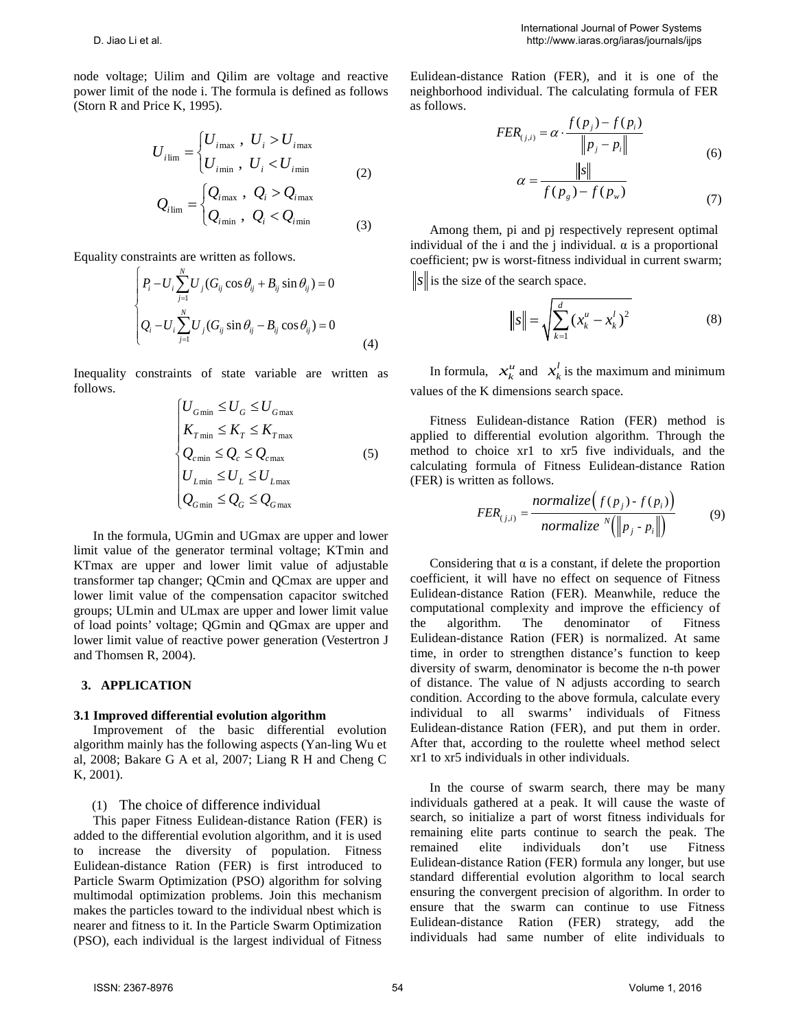node voltage; Uilim and Qilim are voltage and reactive power limit of the node i. The formula is defined as follows (Storn R and Price K, 1995).

$$U_{i\lim} = \begin{cases} U_{i\max}\ ,\ U_i > U_{i\max} \\ U_{i\min}\ ,\ U_i < U_{i\min} \end{cases} \tag{2}$$

$$Q_{i\lim} = \begin{cases} Q_{i\max}\ ,\ Q_i > Q_{i\max} \\ Q_{i\min}\ ,\ Q_i < Q_{i\min} \end{cases} \tag{3}$$

Equality constraints are written as follows.

$$\begin{cases} P_i - U_i \sum_{j=1}^{N} U_j (G_{ij}\cos\theta_{ij} + B_{ij}\sin\theta_{ij}) = 0 \\ Q_i - U_i \sum_{j=1}^{N} U_j (G_{ij}\sin\theta_{ij} - B_{ij}\cos\theta_{ij}) = 0 \end{cases} \tag{4}$$

Inequality constraints of state variable are written as follows.

$$\begin{cases} U_{G\min} \le U_G \le U_{G\max} \\ K_{T\min} \le K_T \le K_{T\max} \\ Q_{c\min} \le Q_c \le Q_{c\max} \\ U_{L\min} \le U_L \le U_{L\max} \\ Q_{G\min} \le Q_G \le Q_{G\max} \end{cases} \tag{5}$$

In the formula, UGmin and UGmax are upper and lower limit value of the generator terminal voltage; KTmin and KTmax are upper and lower limit value of adjustable transformer tap changer; QCmin and QCmax are upper and lower limit value of the compensation capacitor switched groups; ULmin and ULmax are upper and lower limit value of load points' voltage; QGmin and QGmax are upper and lower limit value of reactive power generation (Vestertron J and Thomsen R, 2004).

## 3. APPLICATION

### 3.1 Improved differential evolution algorithm

Improvement of the basic differential evolution algorithm mainly has the following aspects (Yan-ling Wu et al, 2008; Bakare G A et al, 2007; Liang R H and Cheng C K, 2001).

(1) The choice of difference individual

This paper Fitness Eulidean-distance Ration (FER) is added to the differential evolution algorithm, and it is used to increase the diversity of population. Fitness Eulidean-distance Ration (FER) is first introduced to Particle Swarm Optimization (PSO) algorithm for solving multimodal optimization problems. Join this mechanism makes the particles toward to the individual nbest which is nearer and fitness to it. In the Particle Swarm Optimization (PSO), each individual is the largest individual of Fitness Eulidean-distance Ration (FER), and it is one of the neighborhood individual. The calculating formula of FER as follows.

$$FER_{(j,i)} = \alpha \cdot \frac{f(p_j) - f(p_i)}{\|p_j - p_i\|} \tag{6}$$

$$\alpha = \frac{\|s\|}{f(p_g) - f(p_w)} \tag{7}$$

Among them, pi and pj respectively represent optimal individual of the i and the j individual. α is a proportional coefficient; pw is worst-fitness individual in current swarm; $\|s\|$ is the size of the search space.

$$\|s\| = \sqrt{\sum_{k=1}^{d} (x_k^u - x_k^l)^2} \tag{8}$$

In formula, $x_k^u$ and $x_k^l$ is the maximum and minimum values of the K dimensions search space.

Fitness Eulidean-distance Ration (FER) method is applied to differential evolution algorithm. Through the method to choice xr1 to xr5 five individuals, and the calculating formula of Fitness Eulidean-distance Ration (FER) is written as follows.

$$FER_{(j,i)} = \frac{normalize\left(f(p_j) - f(p_i)\right)}{normalize^{N}\left(\|p_j - p_i\|\right)} \tag{9}$$

Considering that α is a constant, if delete the proportion coefficient, it will have no effect on sequence of Fitness Eulidean-distance Ration (FER). Meanwhile, reduce the computational complexity and improve the efficiency of the algorithm. The denominator of Fitness Eulidean-distance Ration (FER) is normalized. At same time, in order to strengthen distance's function to keep diversity of swarm, denominator is become the n-th power of distance. The value of N adjusts according to search condition. According to the above formula, calculate every individual to all swarms' individuals of Fitness Eulidean-distance Ration (FER), and put them in order. After that, according to the roulette wheel method select xr1 to xr5 individuals in other individuals.

In the course of swarm search, there may be many individuals gathered at a peak. It will cause the waste of search, so initialize a part of worst fitness individuals for remaining elite parts continue to search the peak. The remained elite individuals don't use Fitness Eulidean-distance Ration (FER) formula any longer, but use standard differential evolution algorithm to local search ensuring the convergent precision of algorithm. In order to ensure that the swarm can continue to use Fitness Eulidean-distance Ration (FER) strategy, add the individuals had same number of elite individuals to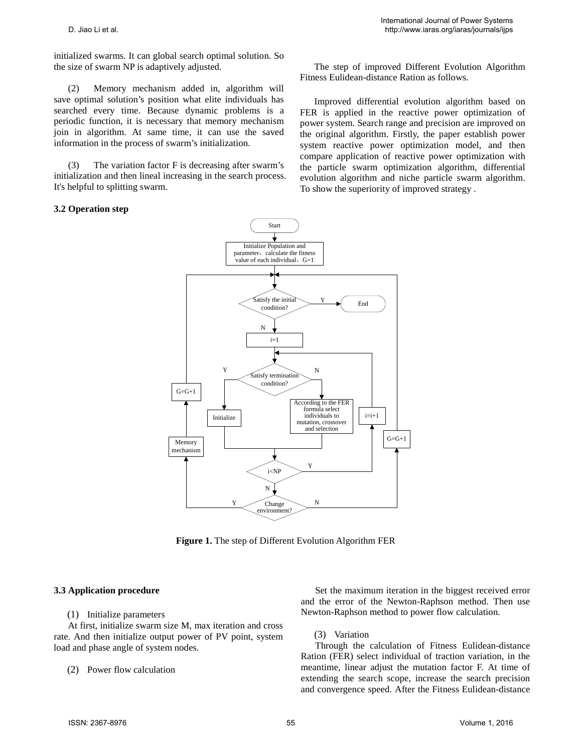initialized swarms. It can global search optimal solution. So the size of swarm NP is adaptively adjusted.

(2) Memory mechanism added in, algorithm will save optimal solution's position what elite individuals has searched every time. Because dynamic problems is a periodic function, it is necessary that memory mechanism join in algorithm. At same time, it can use the saved information in the process of swarm's initialization.

(3) The variation factor F is decreasing after swarm's initialization and then lineal increasing in the search process. It's helpful to splitting swarm.

**3.2 Operation step**

The step of improved Different Evolution Algorithm Fitness Eulidean-distance Ration as follows.

Improved differential evolution algorithm based on FER is applied in the reactive power optimization of power system. Search range and precision are improved on the original algorithm. Firstly, the paper establish power system reactive power optimization model, and then compare application of reactive power optimization with the particle swarm optimization algorithm, differential evolution algorithm and niche particle swarm algorithm. To show the superiority of improved strategy .

**Figure 1.** The step of Different Evolution Algorithm FER

**3.3 Application procedure**

(1) Initialize parameters

At first, initialize swarm size M, max iteration and cross rate. And then initialize output power of PV point, system load and phase angle of system nodes.

(2) Power flow calculation

Set the maximum iteration in the biggest received error and the error of the Newton-Raphson method. Then use Newton-Raphson method to power flow calculation.

(3) Variation

Through the calculation of Fitness Eulidean-distance Ration (FER) select individual of traction variation, in the meantime, linear adjust the mutation factor F. At time of extending the search scope, increase the search precision and convergence speed. After the Fitness Eulidean-distance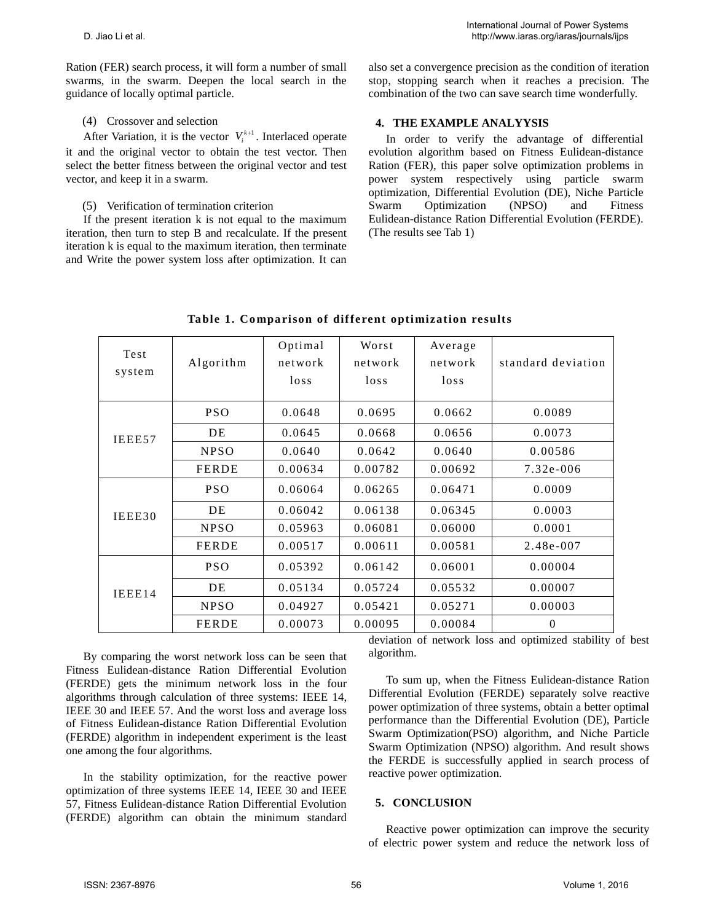Ration (FER) search process, it will form a number of small swarms, in the swarm. Deepen the local search in the guidance of locally optimal particle.

(4) Crossover and selection

After Variation, it is the vector $V_i^{k+1}$. Interlaced operate it and the original vector to obtain the test vector. Then select the better fitness between the original vector and test vector, and keep it in a swarm.

(5) Verification of termination criterion

If the present iteration k is not equal to the maximum iteration, then turn to step B and recalculate. If the present iteration k is equal to the maximum iteration, then terminate and Write the power system loss after optimization. It can also set a convergence precision as the condition of iteration stop, stopping search when it reaches a precision. The combination of the two can save search time wonderfully.

## 4. THE EXAMPLE ANALYYSIS

In order to verify the advantage of differential evolution algorithm based on Fitness Eulidean-distance Ration (FER), this paper solve optimization problems in power system respectively using particle swarm optimization, Differential Evolution (DE), Niche Particle Swarm Optimization (NPSO) and Fitness Eulidean-distance Ration Differential Evolution (FERDE). (The results see Tab 1)

**Table 1. Comparison of different optimization results**

| Test system | Algorithm | Optimal network loss | Worst network loss | Average network loss | standard deviation |
|---|---|---|---|---|---|
| IEEE57 | PSO | 0.0648 | 0.0695 | 0.0662 | 0.0089 |
| | DE | 0.0645 | 0.0668 | 0.0656 | 0.0073 |
| | NPSO | 0.0640 | 0.0642 | 0.0640 | 0.00586 |
| | FERDE | 0.00634 | 0.00782 | 0.00692 | 7.32e-006 |
| IEEE30 | PSO | 0.06064 | 0.06265 | 0.06471 | 0.0009 |
| | DE | 0.06042 | 0.06138 | 0.06345 | 0.0003 |
| | NPSO | 0.05963 | 0.06081 | 0.06000 | 0.0001 |
| | FERDE | 0.00517 | 0.00611 | 0.00581 | 2.48e-007 |
| IEEE14 | PSO | 0.05392 | 0.06142 | 0.06001 | 0.00004 |
| | DE | 0.05134 | 0.05724 | 0.05532 | 0.00007 |
| | NPSO | 0.04927 | 0.05421 | 0.05271 | 0.00003 |
| | FERDE | 0.00073 | 0.00095 | 0.00084 | 0 |

By comparing the worst network loss can be seen that Fitness Eulidean-distance Ration Differential Evolution (FERDE) gets the minimum network loss in the four algorithms through calculation of three systems: IEEE 14, IEEE 30 and IEEE 57. And the worst loss and average loss of Fitness Eulidean-distance Ration Differential Evolution (FERDE) algorithm in independent experiment is the least one among the four algorithms.

In the stability optimization, for the reactive power optimization of three systems IEEE 14, IEEE 30 and IEEE 57, Fitness Eulidean-distance Ration Differential Evolution (FERDE) algorithm can obtain the minimum standard deviation of network loss and optimized stability of best algorithm.

To sum up, when the Fitness Eulidean-distance Ration Differential Evolution (FERDE) separately solve reactive power optimization of three systems, obtain a better optimal performance than the Differential Evolution (DE), Particle Swarm Optimization(PSO) algorithm, and Niche Particle Swarm Optimization (NPSO) algorithm. And result shows the FERDE is successfully applied in search process of reactive power optimization.

## 5. CONCLUSION

Reactive power optimization can improve the security of electric power system and reduce the network loss of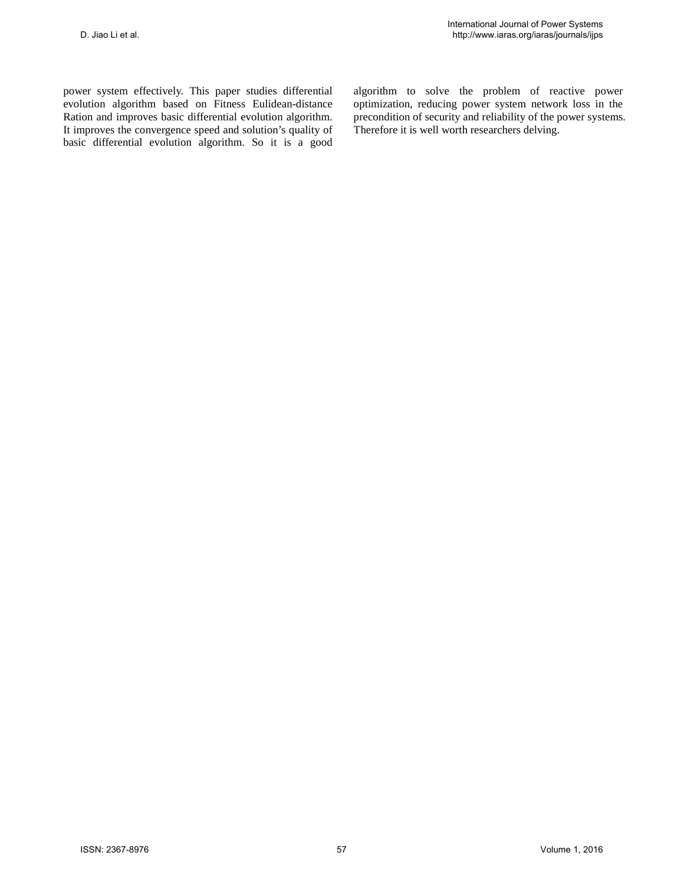power system effectively. This paper studies differential evolution algorithm based on Fitness Eulidean-distance Ration and improves basic differential evolution algorithm. It improves the convergence speed and solution's quality of basic differential evolution algorithm. So it is a good algorithm to solve the problem of reactive power optimization, reducing power system network loss in the precondition of security and reliability of the power systems. Therefore it is well worth researchers delving.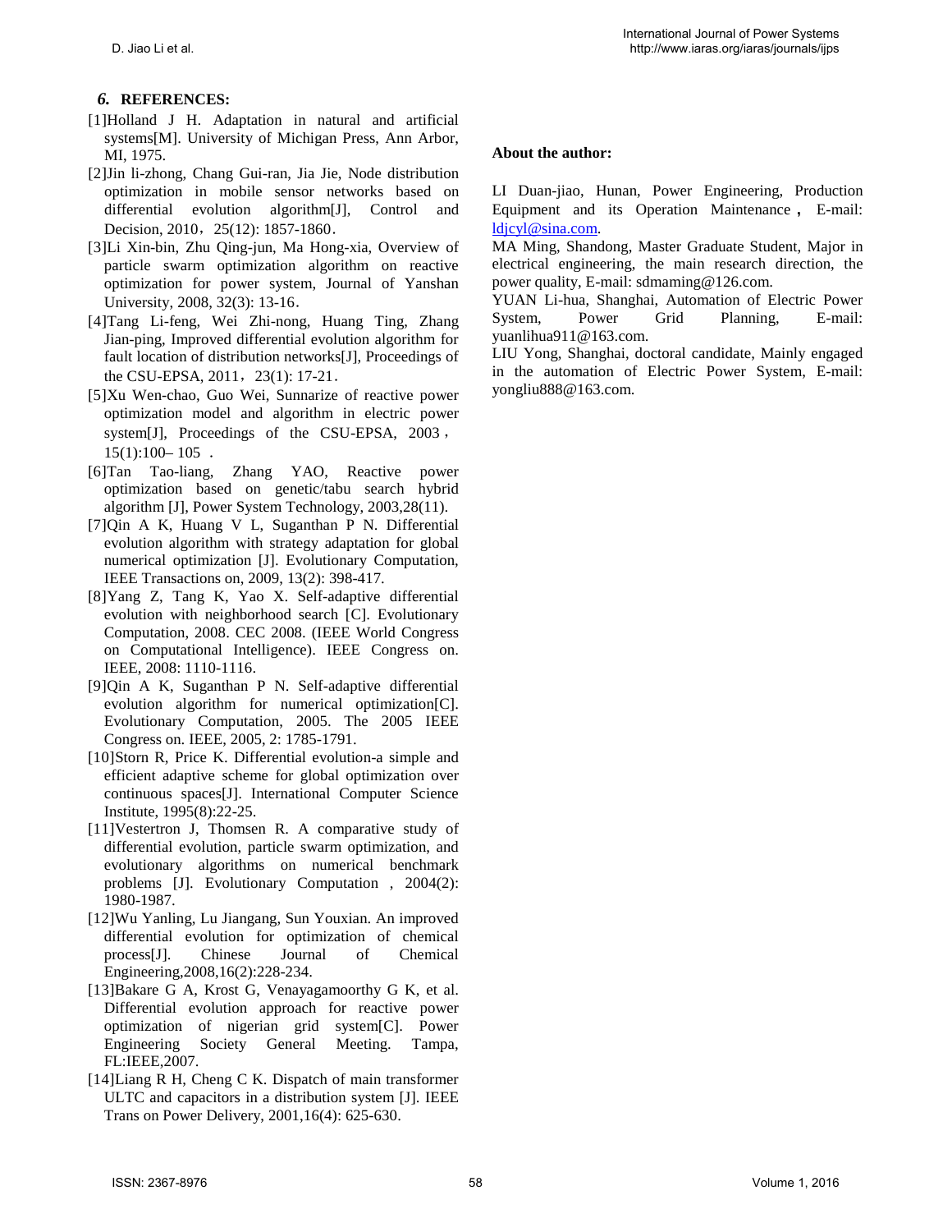## *6.* REFERENCES:

[1]Holland J H. Adaptation in natural and artificial systems[M]. University of Michigan Press, Ann Arbor, MI, 1975.

[2]Jin li-zhong, Chang Gui-ran, Jia Jie, Node distribution optimization in mobile sensor networks based on differential evolution algorithm[J], Control and Decision, 2010，25(12): 1857-1860.

[3]Li Xin-bin, Zhu Qing-jun, Ma Hong-xia, Overview of particle swarm optimization algorithm on reactive optimization for power system, Journal of Yanshan University, 2008, 32(3): 13-16.

[4]Tang Li-feng, Wei Zhi-nong, Huang Ting, Zhang Jian-ping, Improved differential evolution algorithm for fault location of distribution networks[J], Proceedings of the CSU-EPSA, 2011，23(1): 17-21.

[5]Xu Wen-chao, Guo Wei, Sunnarize of reactive power optimization model and algorithm in electric power system[J], Proceedings of the CSU-EPSA, 2003，15(1):100– 105 .

[6]Tan Tao-liang, Zhang YAO, Reactive power optimization based on genetic/tabu search hybrid algorithm [J], Power System Technology, 2003,28(11).

[7]Qin A K, Huang V L, Suganthan P N. Differential evolution algorithm with strategy adaptation for global numerical optimization [J]. Evolutionary Computation, IEEE Transactions on, 2009, 13(2): 398-417.

[8]Yang Z, Tang K, Yao X. Self-adaptive differential evolution with neighborhood search [C]. Evolutionary Computation, 2008. CEC 2008. (IEEE World Congress on Computational Intelligence). IEEE Congress on. IEEE, 2008: 1110-1116.

[9]Qin A K, Suganthan P N. Self-adaptive differential evolution algorithm for numerical optimization[C]. Evolutionary Computation, 2005. The 2005 IEEE Congress on. IEEE, 2005, 2: 1785-1791.

[10]Storn R, Price K. Differential evolution-a simple and efficient adaptive scheme for global optimization over continuous spaces[J]. International Computer Science Institute, 1995(8):22-25.

[11]Vestertron J, Thomsen R. A comparative study of differential evolution, particle swarm optimization, and evolutionary algorithms on numerical benchmark problems [J]. Evolutionary Computation , 2004(2): 1980-1987.

[12]Wu Yanling, Lu Jiangang, Sun Youxian. An improved differential evolution for optimization of chemical process[J]. Chinese Journal of Chemical Engineering,2008,16(2):228-234.

[13]Bakare G A, Krost G, Venayagamoorthy G K, et al. Differential evolution approach for reactive power optimization of nigerian grid system[C]. Power Engineering Society General Meeting. Tampa, FL:IEEE,2007.

[14]Liang R H, Cheng C K. Dispatch of main transformer ULTC and capacitors in a distribution system [J]. IEEE Trans on Power Delivery, 2001,16(4): 625-630.

**About the author:**

LI Duan-jiao, Hunan, Power Engineering, Production Equipment and its Operation Maintenance，E-mail: ldjcyl@sina.com.

MA Ming, Shandong, Master Graduate Student, Major in electrical engineering, the main research direction, the power quality, E-mail: sdmaming@126.com.

YUAN Li-hua, Shanghai, Automation of Electric Power System, Power Grid Planning, E-mail: yuanlihua911@163.com.

LIU Yong, Shanghai, doctoral candidate, Mainly engaged in the automation of Electric Power System, E-mail: yongliu888@163.com.